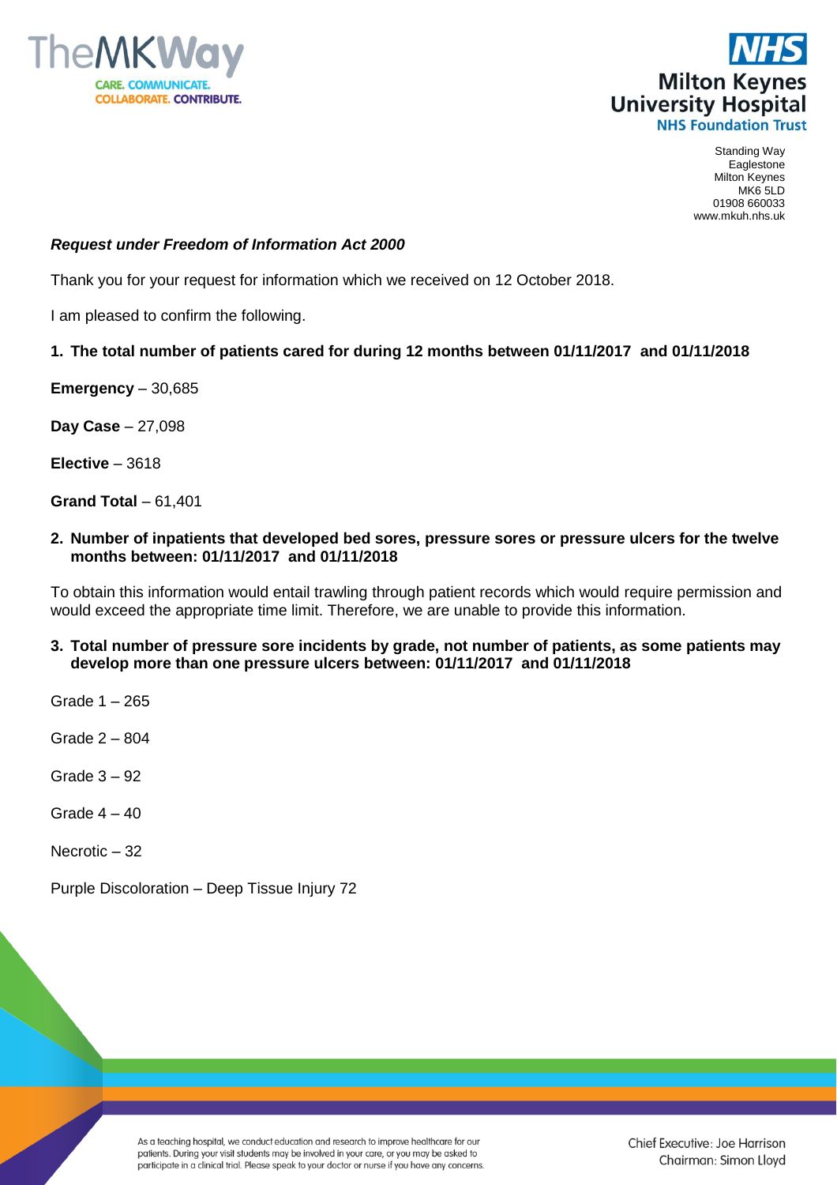TheMKWay

CARE. COMMUNICATE. COLLABORATE. CONTRIBUTE.

NHS
Milton Keynes University Hospital
NHS Foundation Trust

Standing Way
Eaglestone
Milton Keynes
MK6 5LD
01908 660033
www.mkuh.nhs.uk

***Request under Freedom of Information Act 2000***

Thank you for your request for information which we received on 12 October 2018.

I am pleased to confirm the following.

1. **The total number of patients cared for during 12 months between 01/11/2017 and 01/11/2018**

**Emergency** – 30,685

**Day Case** – 27,098

**Elective** – 3618

**Grand Total** – 61,401

2. **Number of inpatients that developed bed sores, pressure sores or pressure ulcers for the twelve months between: 01/11/2017 and 01/11/2018**

To obtain this information would entail trawling through patient records which would require permission and would exceed the appropriate time limit. Therefore, we are unable to provide this information.

3. **Total number of pressure sore incidents by grade, not number of patients, as some patients may develop more than one pressure ulcers between: 01/11/2017 and 01/11/2018**

Grade 1 – 265

Grade 2 – 804

Grade 3 – 92

Grade 4 – 40

Necrotic – 32

Purple Discoloration – Deep Tissue Injury 72

As a teaching hospital, we conduct education and research to improve healthcare for our patients. During your visit students may be involved in your care, or you may be asked to participate in a clinical trial. Please speak to your doctor or nurse if you have any concerns.

Chief Executive: Joe Harrison
Chairman: Simon Lloyd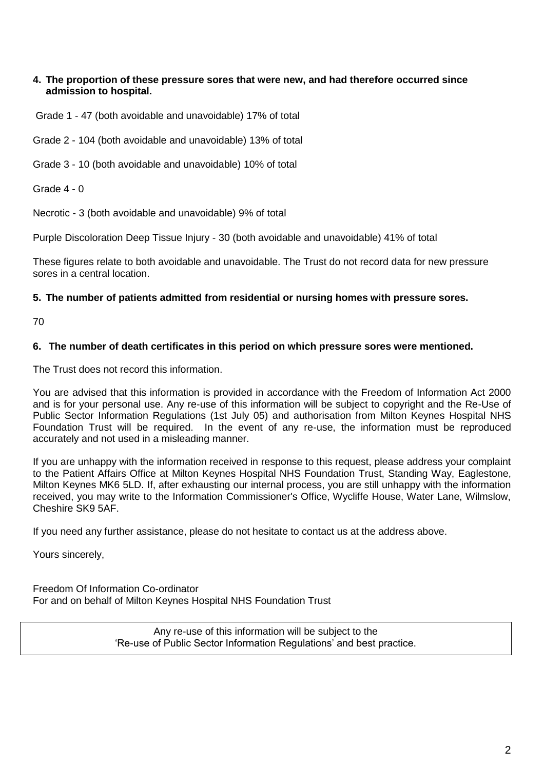**4. The proportion of these pressure sores that were new, and had therefore occurred since admission to hospital.**

Grade 1 - 47 (both avoidable and unavoidable) 17% of total

Grade 2 - 104 (both avoidable and unavoidable) 13% of total

Grade 3 - 10 (both avoidable and unavoidable) 10% of total

Grade 4 - 0

Necrotic - 3 (both avoidable and unavoidable) 9% of total

Purple Discoloration Deep Tissue Injury - 30 (both avoidable and unavoidable) 41% of total

These figures relate to both avoidable and unavoidable. The Trust do not record data for new pressure sores in a central location.

**5. The number of patients admitted from residential or nursing homes with pressure sores.**

70

**6. The number of death certificates in this period on which pressure sores were mentioned.**

The Trust does not record this information.

You are advised that this information is provided in accordance with the Freedom of Information Act 2000 and is for your personal use. Any re-use of this information will be subject to copyright and the Re-Use of Public Sector Information Regulations (1st July 05) and authorisation from Milton Keynes Hospital NHS Foundation Trust will be required. In the event of any re-use, the information must be reproduced accurately and not used in a misleading manner.

If you are unhappy with the information received in response to this request, please address your complaint to the Patient Affairs Office at Milton Keynes Hospital NHS Foundation Trust, Standing Way, Eaglestone, Milton Keynes MK6 5LD. If, after exhausting our internal process, you are still unhappy with the information received, you may write to the Information Commissioner's Office, Wycliffe House, Water Lane, Wilmslow, Cheshire SK9 5AF.

If you need any further assistance, please do not hesitate to contact us at the address above.

Yours sincerely,

Freedom Of Information Co-ordinator
For and on behalf of Milton Keynes Hospital NHS Foundation Trust

Any re-use of this information will be subject to the
'Re-use of Public Sector Information Regulations' and best practice.